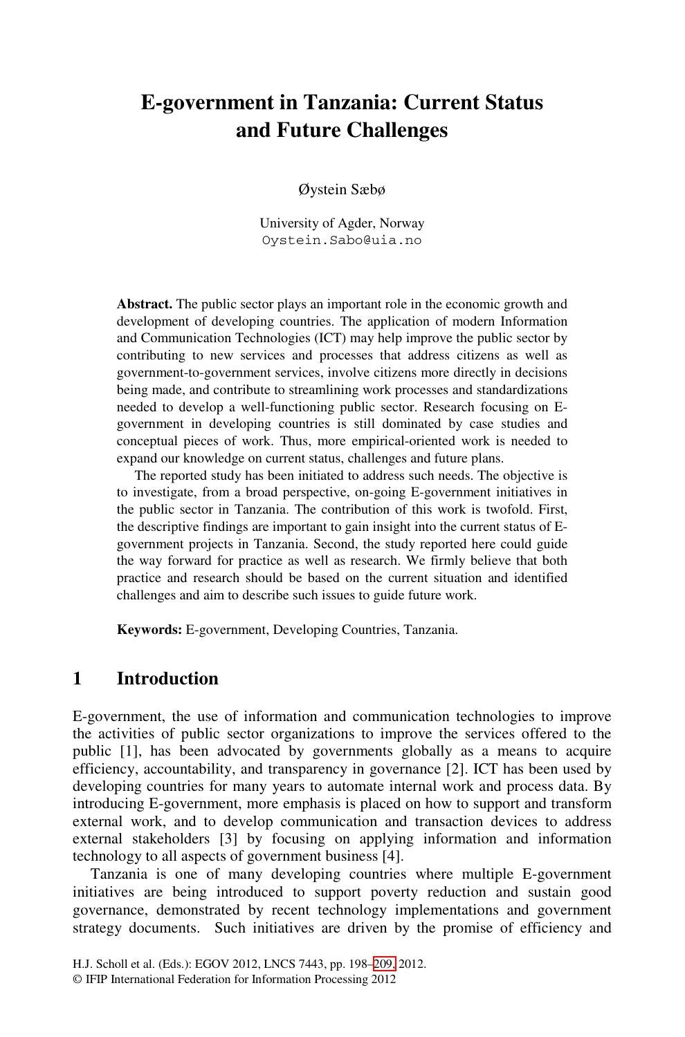# E-government in Tanzania: Current Status and Future Challenges

Øystein Sæbø

University of Agder, Norway
Oystein.Sabo@uia.no

**Abstract.** The public sector plays an important role in the economic growth and development of developing countries. The application of modern Information and Communication Technologies (ICT) may help improve the public sector by contributing to new services and processes that address citizens as well as government-to-government services, involve citizens more directly in decisions being made, and contribute to streamlining work processes and standardizations needed to develop a well-functioning public sector. Research focusing on E-government in developing countries is still dominated by case studies and conceptual pieces of work. Thus, more empirical-oriented work is needed to expand our knowledge on current status, challenges and future plans.

The reported study has been initiated to address such needs. The objective is to investigate, from a broad perspective, on-going E-government initiatives in the public sector in Tanzania. The contribution of this work is twofold. First, the descriptive findings are important to gain insight into the current status of E-government projects in Tanzania. Second, the study reported here could guide the way forward for practice as well as research. We firmly believe that both practice and research should be based on the current situation and identified challenges and aim to describe such issues to guide future work.

**Keywords:** E-government, Developing Countries, Tanzania.

## 1 Introduction

E-government, the use of information and communication technologies to improve the activities of public sector organizations to improve the services offered to the public [1], has been advocated by governments globally as a means to acquire efficiency, accountability, and transparency in governance [2]. ICT has been used by developing countries for many years to automate internal work and process data. By introducing E-government, more emphasis is placed on how to support and transform external work, and to develop communication and transaction devices to address external stakeholders [3] by focusing on applying information and information technology to all aspects of government business [4].

Tanzania is one of many developing countries where multiple E-government initiatives are being introduced to support poverty reduction and sustain good governance, demonstrated by recent technology implementations and government strategy documents. Such initiatives are driven by the promise of efficiency and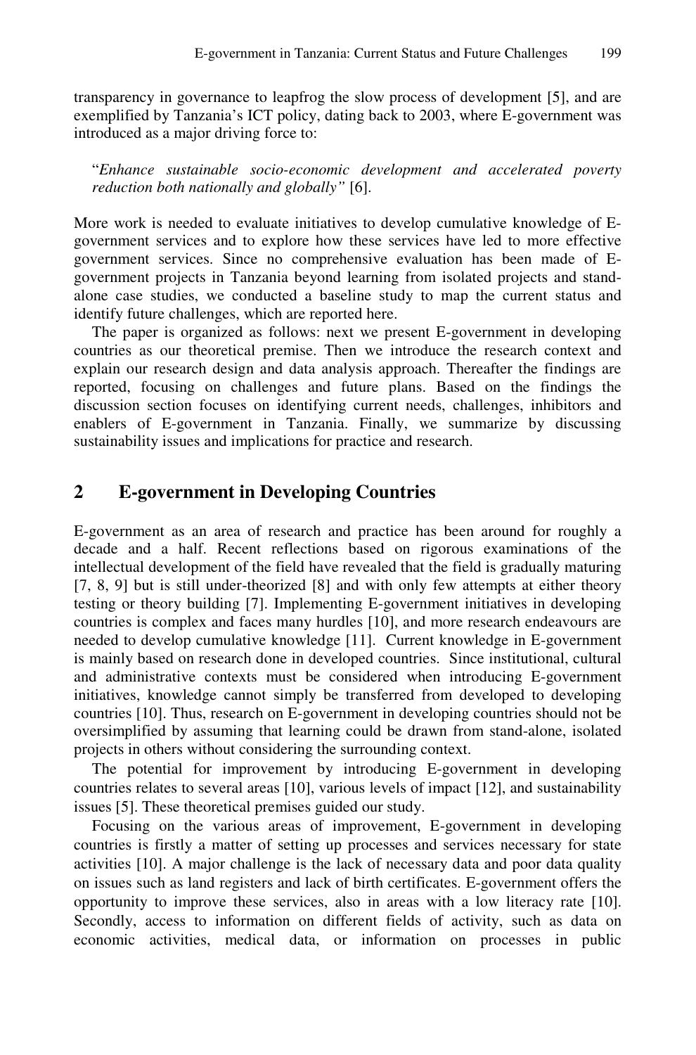transparency in governance to leapfrog the slow process of development [5], and are exemplified by Tanzania's ICT policy, dating back to 2003, where E-government was introduced as a major driving force to:

> "*Enhance sustainable socio-economic development and accelerated poverty reduction both nationally and globally"* [6].

More work is needed to evaluate initiatives to develop cumulative knowledge of E-government services and to explore how these services have led to more effective government services. Since no comprehensive evaluation has been made of E-government projects in Tanzania beyond learning from isolated projects and stand-alone case studies, we conducted a baseline study to map the current status and identify future challenges, which are reported here.

The paper is organized as follows: next we present E-government in developing countries as our theoretical premise. Then we introduce the research context and explain our research design and data analysis approach. Thereafter the findings are reported, focusing on challenges and future plans. Based on the findings the discussion section focuses on identifying current needs, challenges, inhibitors and enablers of E-government in Tanzania. Finally, we summarize by discussing sustainability issues and implications for practice and research.

## 2 E-government in Developing Countries

E-government as an area of research and practice has been around for roughly a decade and a half. Recent reflections based on rigorous examinations of the intellectual development of the field have revealed that the field is gradually maturing [7, 8, 9] but is still under-theorized [8] and with only few attempts at either theory testing or theory building [7]. Implementing E-government initiatives in developing countries is complex and faces many hurdles [10], and more research endeavours are needed to develop cumulative knowledge [11]. Current knowledge in E-government is mainly based on research done in developed countries. Since institutional, cultural and administrative contexts must be considered when introducing E-government initiatives, knowledge cannot simply be transferred from developed to developing countries [10]. Thus, research on E-government in developing countries should not be oversimplified by assuming that learning could be drawn from stand-alone, isolated projects in others without considering the surrounding context.

The potential for improvement by introducing E-government in developing countries relates to several areas [10], various levels of impact [12], and sustainability issues [5]. These theoretical premises guided our study.

Focusing on the various areas of improvement, E-government in developing countries is firstly a matter of setting up processes and services necessary for state activities [10]. A major challenge is the lack of necessary data and poor data quality on issues such as land registers and lack of birth certificates. E-government offers the opportunity to improve these services, also in areas with a low literacy rate [10]. Secondly, access to information on different fields of activity, such as data on economic activities, medical data, or information on processes in public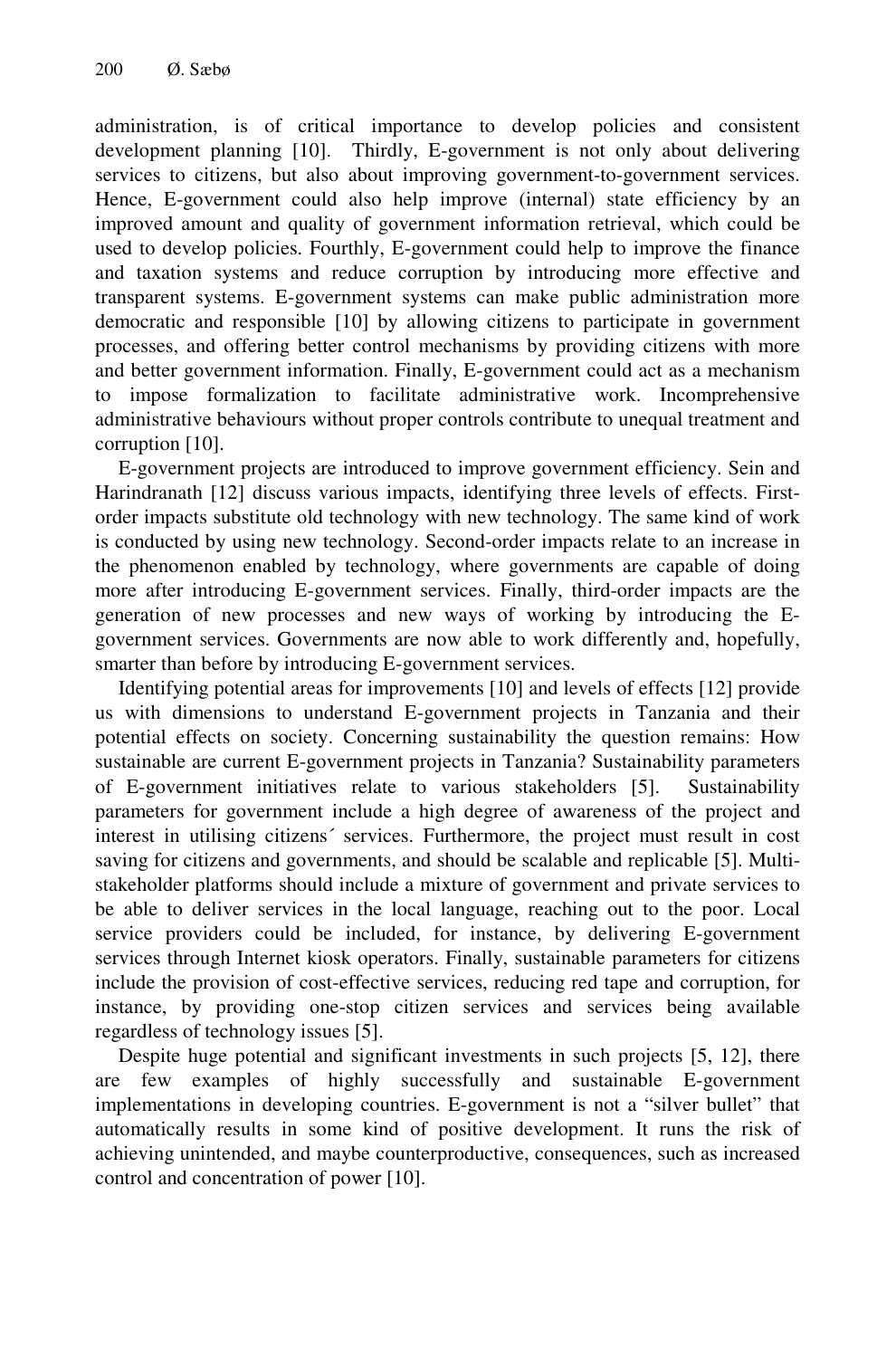administration, is of critical importance to develop policies and consistent development planning [10]. Thirdly, E-government is not only about delivering services to citizens, but also about improving government-to-government services. Hence, E-government could also help improve (internal) state efficiency by an improved amount and quality of government information retrieval, which could be used to develop policies. Fourthly, E-government could help to improve the finance and taxation systems and reduce corruption by introducing more effective and transparent systems. E-government systems can make public administration more democratic and responsible [10] by allowing citizens to participate in government processes, and offering better control mechanisms by providing citizens with more and better government information. Finally, E-government could act as a mechanism to impose formalization to facilitate administrative work. Incomprehensive administrative behaviours without proper controls contribute to unequal treatment and corruption [10].

E-government projects are introduced to improve government efficiency. Sein and Harindranath [12] discuss various impacts, identifying three levels of effects. First-order impacts substitute old technology with new technology. The same kind of work is conducted by using new technology. Second-order impacts relate to an increase in the phenomenon enabled by technology, where governments are capable of doing more after introducing E-government services. Finally, third-order impacts are the generation of new processes and new ways of working by introducing the E-government services. Governments are now able to work differently and, hopefully, smarter than before by introducing E-government services.

Identifying potential areas for improvements [10] and levels of effects [12] provide us with dimensions to understand E-government projects in Tanzania and their potential effects on society. Concerning sustainability the question remains: How sustainable are current E-government projects in Tanzania? Sustainability parameters of E-government initiatives relate to various stakeholders [5]. Sustainability parameters for government include a high degree of awareness of the project and interest in utilising citizens´ services. Furthermore, the project must result in cost saving for citizens and governments, and should be scalable and replicable [5]. Multi-stakeholder platforms should include a mixture of government and private services to be able to deliver services in the local language, reaching out to the poor. Local service providers could be included, for instance, by delivering E-government services through Internet kiosk operators. Finally, sustainable parameters for citizens include the provision of cost-effective services, reducing red tape and corruption, for instance, by providing one-stop citizen services and services being available regardless of technology issues [5].

Despite huge potential and significant investments in such projects [5, 12], there are few examples of highly successfully and sustainable E-government implementations in developing countries. E-government is not a "silver bullet" that automatically results in some kind of positive development. It runs the risk of achieving unintended, and maybe counterproductive, consequences, such as increased control and concentration of power [10].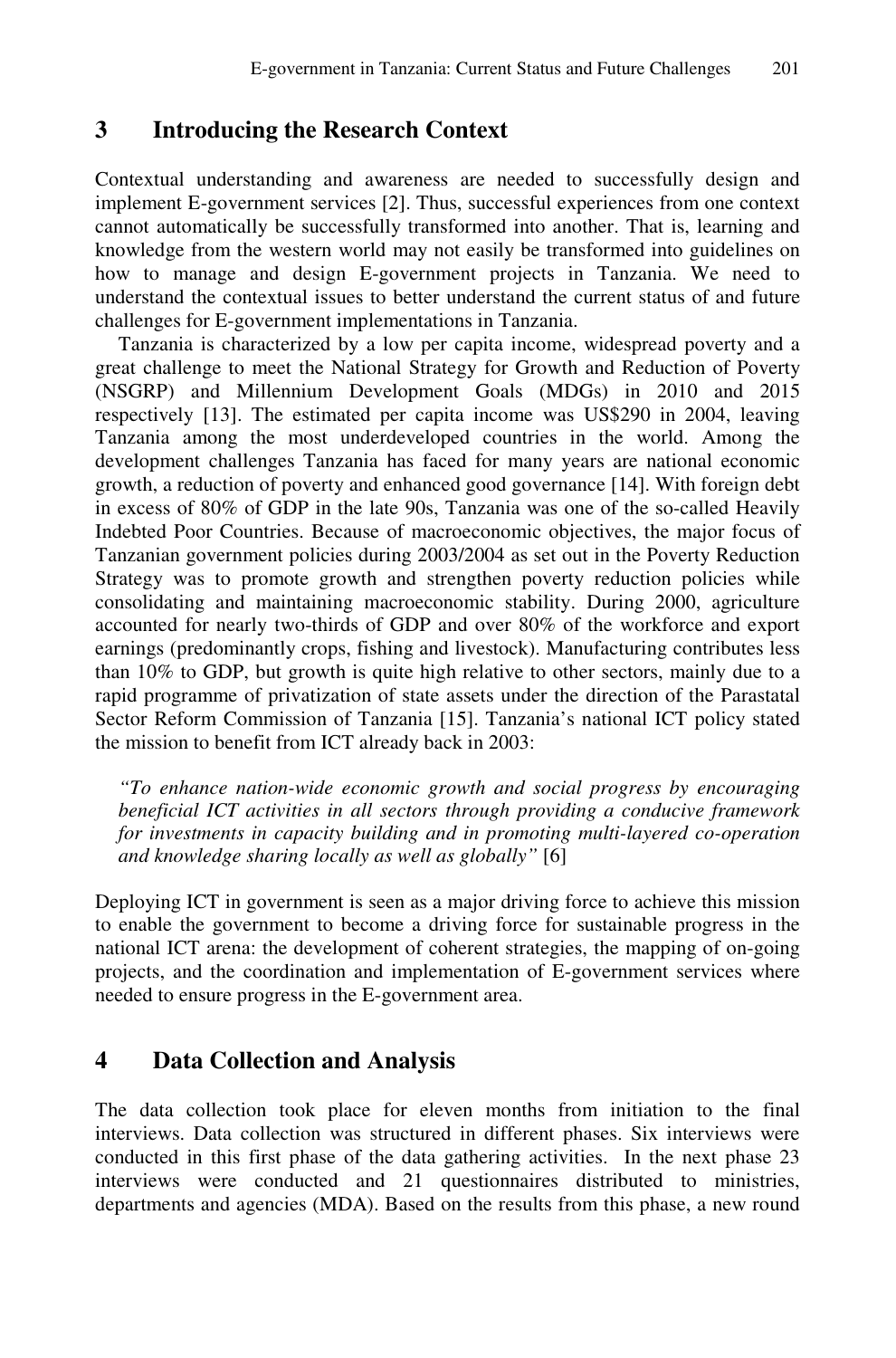## 3 Introducing the Research Context

Contextual understanding and awareness are needed to successfully design and implement E-government services [2]. Thus, successful experiences from one context cannot automatically be successfully transformed into another. That is, learning and knowledge from the western world may not easily be transformed into guidelines on how to manage and design E-government projects in Tanzania. We need to understand the contextual issues to better understand the current status of and future challenges for E-government implementations in Tanzania.

Tanzania is characterized by a low per capita income, widespread poverty and a great challenge to meet the National Strategy for Growth and Reduction of Poverty (NSGRP) and Millennium Development Goals (MDGs) in 2010 and 2015 respectively [13]. The estimated per capita income was US$290 in 2004, leaving Tanzania among the most underdeveloped countries in the world. Among the development challenges Tanzania has faced for many years are national economic growth, a reduction of poverty and enhanced good governance [14]. With foreign debt in excess of 80% of GDP in the late 90s, Tanzania was one of the so-called Heavily Indebted Poor Countries. Because of macroeconomic objectives, the major focus of Tanzanian government policies during 2003/2004 as set out in the Poverty Reduction Strategy was to promote growth and strengthen poverty reduction policies while consolidating and maintaining macroeconomic stability. During 2000, agriculture accounted for nearly two-thirds of GDP and over 80% of the workforce and export earnings (predominantly crops, fishing and livestock). Manufacturing contributes less than 10% to GDP, but growth is quite high relative to other sectors, mainly due to a rapid programme of privatization of state assets under the direction of the Parastatal Sector Reform Commission of Tanzania [15]. Tanzania's national ICT policy stated the mission to benefit from ICT already back in 2003:

> *"To enhance nation-wide economic growth and social progress by encouraging beneficial ICT activities in all sectors through providing a conducive framework for investments in capacity building and in promoting multi-layered co-operation and knowledge sharing locally as well as globally"* [6]

Deploying ICT in government is seen as a major driving force to achieve this mission to enable the government to become a driving force for sustainable progress in the national ICT arena: the development of coherent strategies, the mapping of on-going projects, and the coordination and implementation of E-government services where needed to ensure progress in the E-government area.

## 4 Data Collection and Analysis

The data collection took place for eleven months from initiation to the final interviews. Data collection was structured in different phases. Six interviews were conducted in this first phase of the data gathering activities. In the next phase 23 interviews were conducted and 21 questionnaires distributed to ministries, departments and agencies (MDA). Based on the results from this phase, a new round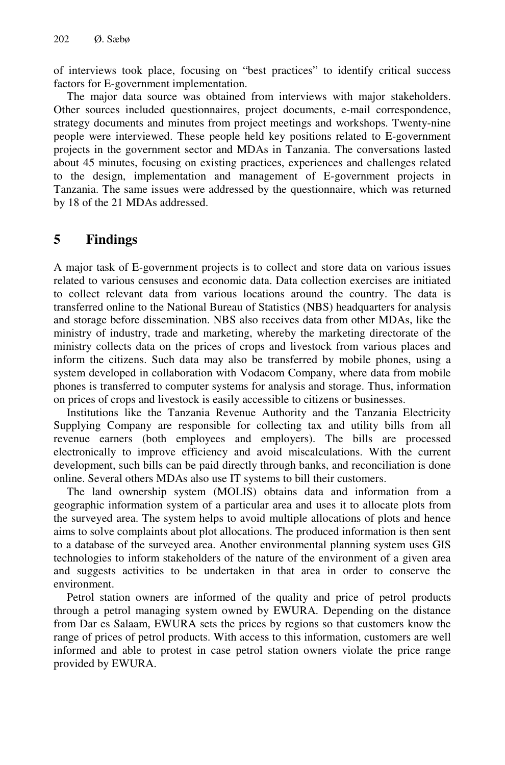of interviews took place, focusing on "best practices" to identify critical success factors for E-government implementation.

The major data source was obtained from interviews with major stakeholders. Other sources included questionnaires, project documents, e-mail correspondence, strategy documents and minutes from project meetings and workshops. Twenty-nine people were interviewed. These people held key positions related to E-government projects in the government sector and MDAs in Tanzania. The conversations lasted about 45 minutes, focusing on existing practices, experiences and challenges related to the design, implementation and management of E-government projects in Tanzania. The same issues were addressed by the questionnaire, which was returned by 18 of the 21 MDAs addressed.

## 5 Findings

A major task of E-government projects is to collect and store data on various issues related to various censuses and economic data. Data collection exercises are initiated to collect relevant data from various locations around the country. The data is transferred online to the National Bureau of Statistics (NBS) headquarters for analysis and storage before dissemination. NBS also receives data from other MDAs, like the ministry of industry, trade and marketing, whereby the marketing directorate of the ministry collects data on the prices of crops and livestock from various places and inform the citizens. Such data may also be transferred by mobile phones, using a system developed in collaboration with Vodacom Company, where data from mobile phones is transferred to computer systems for analysis and storage. Thus, information on prices of crops and livestock is easily accessible to citizens or businesses.

Institutions like the Tanzania Revenue Authority and the Tanzania Electricity Supplying Company are responsible for collecting tax and utility bills from all revenue earners (both employees and employers). The bills are processed electronically to improve efficiency and avoid miscalculations. With the current development, such bills can be paid directly through banks, and reconciliation is done online. Several others MDAs also use IT systems to bill their customers.

The land ownership system (MOLIS) obtains data and information from a geographic information system of a particular area and uses it to allocate plots from the surveyed area. The system helps to avoid multiple allocations of plots and hence aims to solve complaints about plot allocations. The produced information is then sent to a database of the surveyed area. Another environmental planning system uses GIS technologies to inform stakeholders of the nature of the environment of a given area and suggests activities to be undertaken in that area in order to conserve the environment.

Petrol station owners are informed of the quality and price of petrol products through a petrol managing system owned by EWURA. Depending on the distance from Dar es Salaam, EWURA sets the prices by regions so that customers know the range of prices of petrol products. With access to this information, customers are well informed and able to protest in case petrol station owners violate the price range provided by EWURA.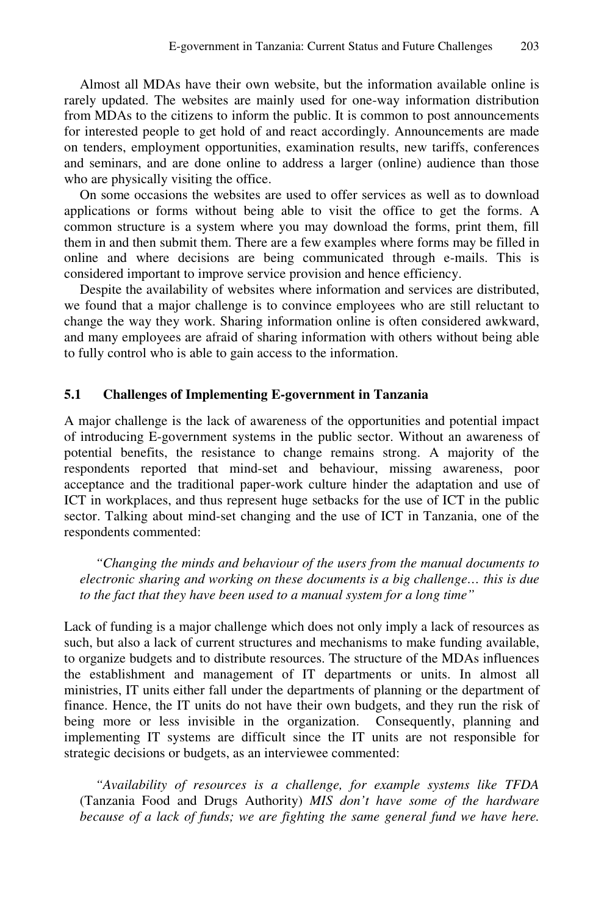Almost all MDAs have their own website, but the information available online is rarely updated. The websites are mainly used for one-way information distribution from MDAs to the citizens to inform the public. It is common to post announcements for interested people to get hold of and react accordingly. Announcements are made on tenders, employment opportunities, examination results, new tariffs, conferences and seminars, and are done online to address a larger (online) audience than those who are physically visiting the office.

On some occasions the websites are used to offer services as well as to download applications or forms without being able to visit the office to get the forms. A common structure is a system where you may download the forms, print them, fill them in and then submit them. There are a few examples where forms may be filled in online and where decisions are being communicated through e-mails. This is considered important to improve service provision and hence efficiency.

Despite the availability of websites where information and services are distributed, we found that a major challenge is to convince employees who are still reluctant to change the way they work. Sharing information online is often considered awkward, and many employees are afraid of sharing information with others without being able to fully control who is able to gain access to the information.

### 5.1 Challenges of Implementing E-government in Tanzania

A major challenge is the lack of awareness of the opportunities and potential impact of introducing E-government systems in the public sector. Without an awareness of potential benefits, the resistance to change remains strong. A majority of the respondents reported that mind-set and behaviour, missing awareness, poor acceptance and the traditional paper-work culture hinder the adaptation and use of ICT in workplaces, and thus represent huge setbacks for the use of ICT in the public sector. Talking about mind-set changing and the use of ICT in Tanzania, one of the respondents commented:

> *"Changing the minds and behaviour of the users from the manual documents to electronic sharing and working on these documents is a big challenge… this is due to the fact that they have been used to a manual system for a long time"*

Lack of funding is a major challenge which does not only imply a lack of resources as such, but also a lack of current structures and mechanisms to make funding available, to organize budgets and to distribute resources. The structure of the MDAs influences the establishment and management of IT departments or units. In almost all ministries, IT units either fall under the departments of planning or the department of finance. Hence, the IT units do not have their own budgets, and they run the risk of being more or less invisible in the organization. Consequently, planning and implementing IT systems are difficult since the IT units are not responsible for strategic decisions or budgets, as an interviewee commented:

> *"Availability of resources is a challenge, for example systems like TFDA* (Tanzania Food and Drugs Authority) *MIS don't have some of the hardware because of a lack of funds; we are fighting the same general fund we have here.*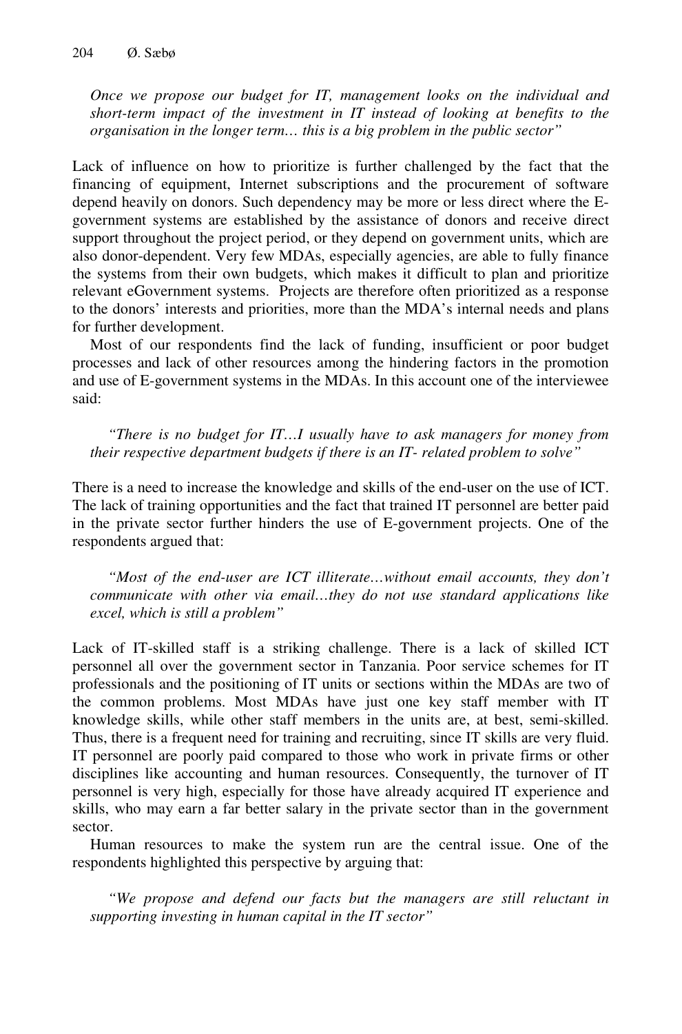*Once we propose our budget for IT, management looks on the individual and short-term impact of the investment in IT instead of looking at benefits to the organisation in the longer term… this is a big problem in the public sector"*

Lack of influence on how to prioritize is further challenged by the fact that the financing of equipment, Internet subscriptions and the procurement of software depend heavily on donors. Such dependency may be more or less direct where the E-government systems are established by the assistance of donors and receive direct support throughout the project period, or they depend on government units, which are also donor-dependent. Very few MDAs, especially agencies, are able to fully finance the systems from their own budgets, which makes it difficult to plan and prioritize relevant eGovernment systems. Projects are therefore often prioritized as a response to the donors' interests and priorities, more than the MDA's internal needs and plans for further development.

Most of our respondents find the lack of funding, insufficient or poor budget processes and lack of other resources among the hindering factors in the promotion and use of E-government systems in the MDAs. In this account one of the interviewee said:

*"There is no budget for IT…I usually have to ask managers for money from their respective department budgets if there is an IT- related problem to solve"*

There is a need to increase the knowledge and skills of the end-user on the use of ICT. The lack of training opportunities and the fact that trained IT personnel are better paid in the private sector further hinders the use of E-government projects. One of the respondents argued that:

*"Most of the end-user are ICT illiterate…without email accounts, they don't communicate with other via email…they do not use standard applications like excel, which is still a problem"*

Lack of IT-skilled staff is a striking challenge. There is a lack of skilled ICT personnel all over the government sector in Tanzania. Poor service schemes for IT professionals and the positioning of IT units or sections within the MDAs are two of the common problems. Most MDAs have just one key staff member with IT knowledge skills, while other staff members in the units are, at best, semi-skilled. Thus, there is a frequent need for training and recruiting, since IT skills are very fluid. IT personnel are poorly paid compared to those who work in private firms or other disciplines like accounting and human resources. Consequently, the turnover of IT personnel is very high, especially for those have already acquired IT experience and skills, who may earn a far better salary in the private sector than in the government sector.

Human resources to make the system run are the central issue. One of the respondents highlighted this perspective by arguing that:

*"We propose and defend our facts but the managers are still reluctant in supporting investing in human capital in the IT sector"*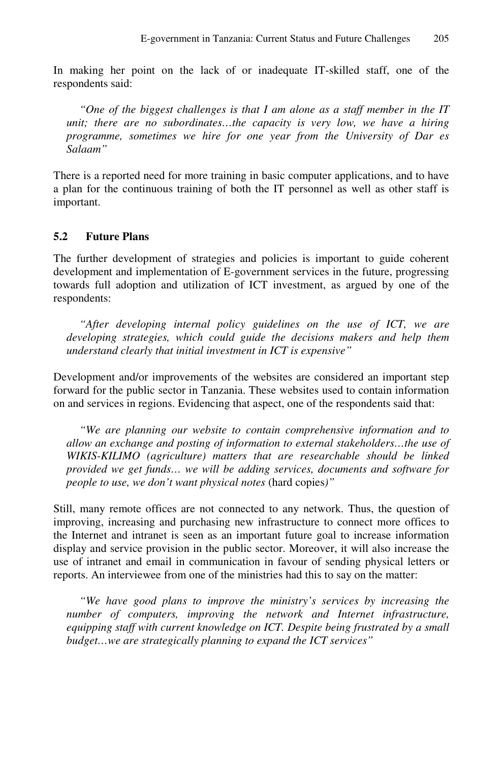In making her point on the lack of or inadequate IT-skilled staff, one of the respondents said:

> *"One of the biggest challenges is that I am alone as a staff member in the IT unit; there are no subordinates…the capacity is very low, we have a hiring programme, sometimes we hire for one year from the University of Dar es Salaam"*

There is a reported need for more training in basic computer applications, and to have a plan for the continuous training of both the IT personnel as well as other staff is important.

### 5.2 Future Plans

The further development of strategies and policies is important to guide coherent development and implementation of E-government services in the future, progressing towards full adoption and utilization of ICT investment, as argued by one of the respondents:

> *"After developing internal policy guidelines on the use of ICT, we are developing strategies, which could guide the decisions makers and help them understand clearly that initial investment in ICT is expensive"*

Development and/or improvements of the websites are considered an important step forward for the public sector in Tanzania. These websites used to contain information on and services in regions. Evidencing that aspect, one of the respondents said that:

> *"We are planning our website to contain comprehensive information and to allow an exchange and posting of information to external stakeholders…the use of WIKIS-KILIMO (agriculture) matters that are researchable should be linked provided we get funds… we will be adding services, documents and software for people to use, we don't want physical notes* (hard copies*)"*

Still, many remote offices are not connected to any network. Thus, the question of improving, increasing and purchasing new infrastructure to connect more offices to the Internet and intranet is seen as an important future goal to increase information display and service provision in the public sector. Moreover, it will also increase the use of intranet and email in communication in favour of sending physical letters or reports. An interviewee from one of the ministries had this to say on the matter:

> *"We have good plans to improve the ministry's services by increasing the number of computers, improving the network and Internet infrastructure, equipping staff with current knowledge on ICT. Despite being frustrated by a small budget…we are strategically planning to expand the ICT services"*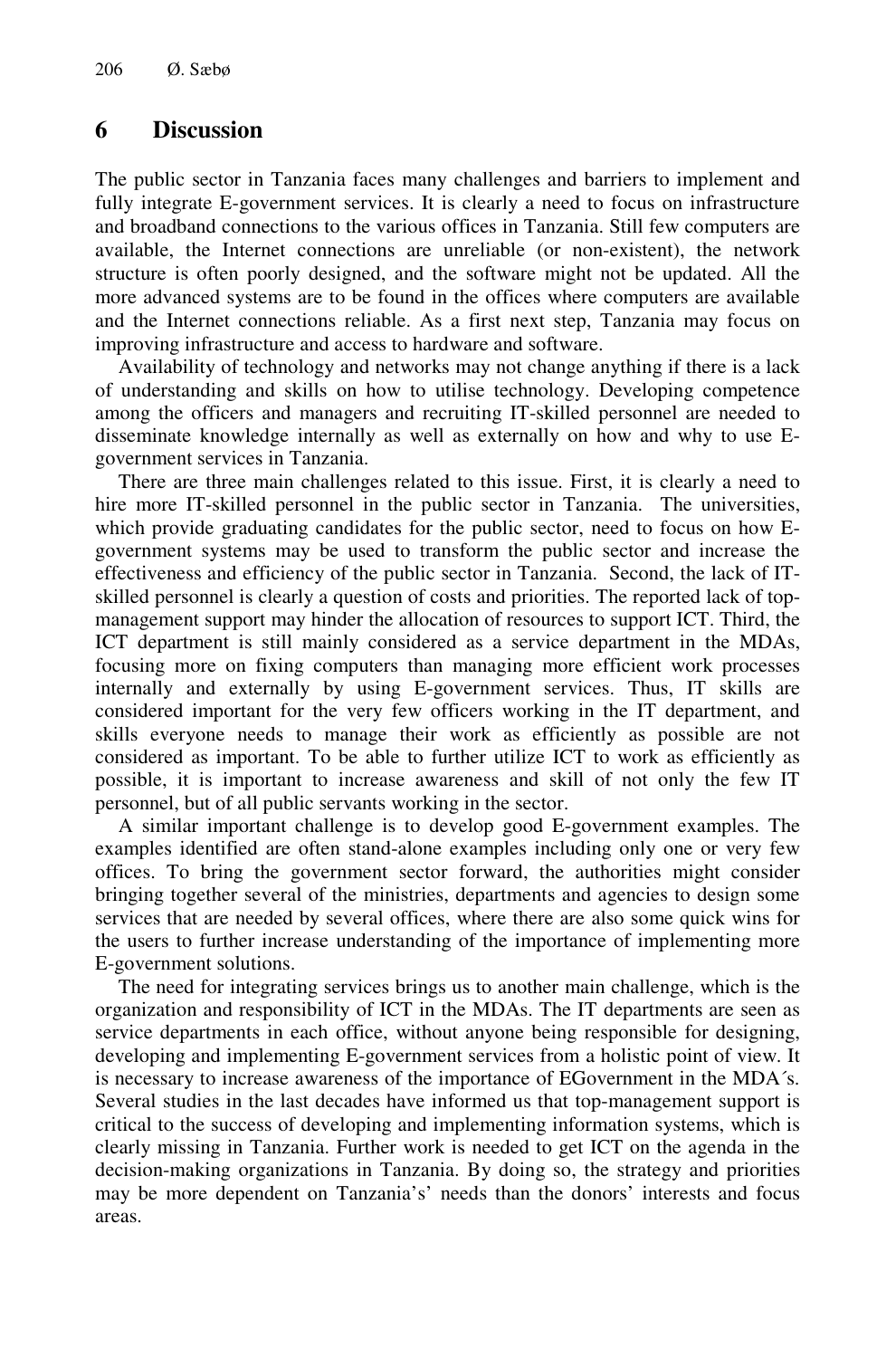## 6 Discussion

The public sector in Tanzania faces many challenges and barriers to implement and fully integrate E-government services. It is clearly a need to focus on infrastructure and broadband connections to the various offices in Tanzania. Still few computers are available, the Internet connections are unreliable (or non-existent), the network structure is often poorly designed, and the software might not be updated. All the more advanced systems are to be found in the offices where computers are available and the Internet connections reliable. As a first next step, Tanzania may focus on improving infrastructure and access to hardware and software.

Availability of technology and networks may not change anything if there is a lack of understanding and skills on how to utilise technology. Developing competence among the officers and managers and recruiting IT-skilled personnel are needed to disseminate knowledge internally as well as externally on how and why to use E-government services in Tanzania.

There are three main challenges related to this issue. First, it is clearly a need to hire more IT-skilled personnel in the public sector in Tanzania. The universities, which provide graduating candidates for the public sector, need to focus on how E-government systems may be used to transform the public sector and increase the effectiveness and efficiency of the public sector in Tanzania. Second, the lack of IT-skilled personnel is clearly a question of costs and priorities. The reported lack of top-management support may hinder the allocation of resources to support ICT. Third, the ICT department is still mainly considered as a service department in the MDAs, focusing more on fixing computers than managing more efficient work processes internally and externally by using E-government services. Thus, IT skills are considered important for the very few officers working in the IT department, and skills everyone needs to manage their work as efficiently as possible are not considered as important. To be able to further utilize ICT to work as efficiently as possible, it is important to increase awareness and skill of not only the few IT personnel, but of all public servants working in the sector.

A similar important challenge is to develop good E-government examples. The examples identified are often stand-alone examples including only one or very few offices. To bring the government sector forward, the authorities might consider bringing together several of the ministries, departments and agencies to design some services that are needed by several offices, where there are also some quick wins for the users to further increase understanding of the importance of implementing more E-government solutions.

The need for integrating services brings us to another main challenge, which is the organization and responsibility of ICT in the MDAs. The IT departments are seen as service departments in each office, without anyone being responsible for designing, developing and implementing E-government services from a holistic point of view. It is necessary to increase awareness of the importance of EGovernment in the MDA´s. Several studies in the last decades have informed us that top-management support is critical to the success of developing and implementing information systems, which is clearly missing in Tanzania. Further work is needed to get ICT on the agenda in the decision-making organizations in Tanzania. By doing so, the strategy and priorities may be more dependent on Tanzania's' needs than the donors' interests and focus areas.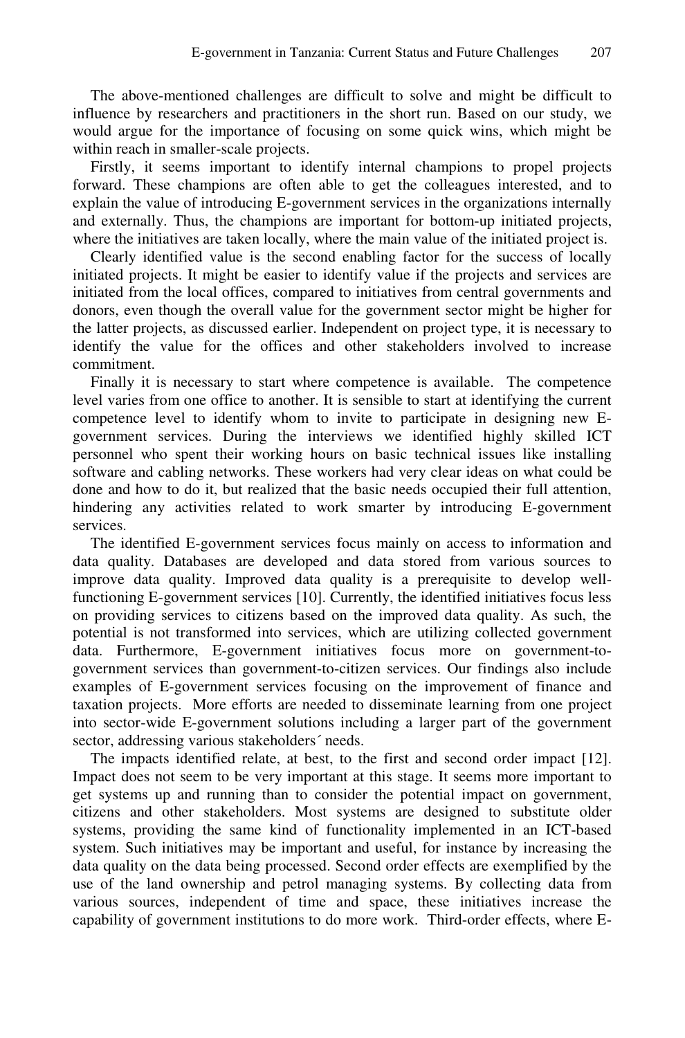The above-mentioned challenges are difficult to solve and might be difficult to influence by researchers and practitioners in the short run. Based on our study, we would argue for the importance of focusing on some quick wins, which might be within reach in smaller-scale projects.

Firstly, it seems important to identify internal champions to propel projects forward. These champions are often able to get the colleagues interested, and to explain the value of introducing E-government services in the organizations internally and externally. Thus, the champions are important for bottom-up initiated projects, where the initiatives are taken locally, where the main value of the initiated project is.

Clearly identified value is the second enabling factor for the success of locally initiated projects. It might be easier to identify value if the projects and services are initiated from the local offices, compared to initiatives from central governments and donors, even though the overall value for the government sector might be higher for the latter projects, as discussed earlier. Independent on project type, it is necessary to identify the value for the offices and other stakeholders involved to increase commitment.

Finally it is necessary to start where competence is available. The competence level varies from one office to another. It is sensible to start at identifying the current competence level to identify whom to invite to participate in designing new E-government services. During the interviews we identified highly skilled ICT personnel who spent their working hours on basic technical issues like installing software and cabling networks. These workers had very clear ideas on what could be done and how to do it, but realized that the basic needs occupied their full attention, hindering any activities related to work smarter by introducing E-government services.

The identified E-government services focus mainly on access to information and data quality. Databases are developed and data stored from various sources to improve data quality. Improved data quality is a prerequisite to develop well-functioning E-government services [10]. Currently, the identified initiatives focus less on providing services to citizens based on the improved data quality. As such, the potential is not transformed into services, which are utilizing collected government data. Furthermore, E-government initiatives focus more on government-to-government services than government-to-citizen services. Our findings also include examples of E-government services focusing on the improvement of finance and taxation projects. More efforts are needed to disseminate learning from one project into sector-wide E-government solutions including a larger part of the government sector, addressing various stakeholders´ needs.

The impacts identified relate, at best, to the first and second order impact [12]. Impact does not seem to be very important at this stage. It seems more important to get systems up and running than to consider the potential impact on government, citizens and other stakeholders. Most systems are designed to substitute older systems, providing the same kind of functionality implemented in an ICT-based system. Such initiatives may be important and useful, for instance by increasing the data quality on the data being processed. Second order effects are exemplified by the use of the land ownership and petrol managing systems. By collecting data from various sources, independent of time and space, these initiatives increase the capability of government institutions to do more work. Third-order effects, where E-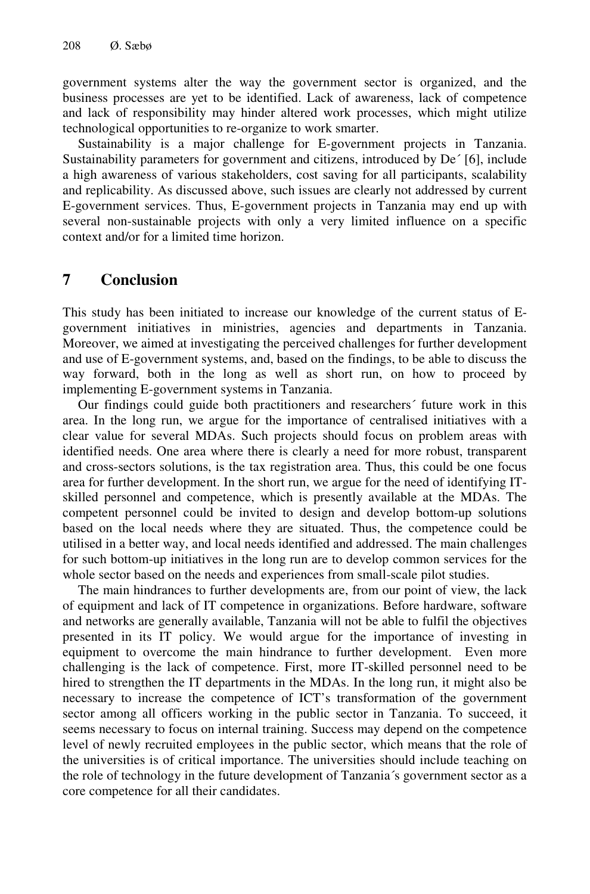government systems alter the way the government sector is organized, and the business processes are yet to be identified. Lack of awareness, lack of competence and lack of responsibility may hinder altered work processes, which might utilize technological opportunities to re-organize to work smarter.

Sustainability is a major challenge for E-government projects in Tanzania. Sustainability parameters for government and citizens, introduced by De´ [6], include a high awareness of various stakeholders, cost saving for all participants, scalability and replicability. As discussed above, such issues are clearly not addressed by current E-government services. Thus, E-government projects in Tanzania may end up with several non-sustainable projects with only a very limited influence on a specific context and/or for a limited time horizon.

## 7 Conclusion

This study has been initiated to increase our knowledge of the current status of E-government initiatives in ministries, agencies and departments in Tanzania. Moreover, we aimed at investigating the perceived challenges for further development and use of E-government systems, and, based on the findings, to be able to discuss the way forward, both in the long as well as short run, on how to proceed by implementing E-government systems in Tanzania.

Our findings could guide both practitioners and researchers´ future work in this area. In the long run, we argue for the importance of centralised initiatives with a clear value for several MDAs. Such projects should focus on problem areas with identified needs. One area where there is clearly a need for more robust, transparent and cross-sectors solutions, is the tax registration area. Thus, this could be one focus area for further development. In the short run, we argue for the need of identifying IT-skilled personnel and competence, which is presently available at the MDAs. The competent personnel could be invited to design and develop bottom-up solutions based on the local needs where they are situated. Thus, the competence could be utilised in a better way, and local needs identified and addressed. The main challenges for such bottom-up initiatives in the long run are to develop common services for the whole sector based on the needs and experiences from small-scale pilot studies.

The main hindrances to further developments are, from our point of view, the lack of equipment and lack of IT competence in organizations. Before hardware, software and networks are generally available, Tanzania will not be able to fulfil the objectives presented in its IT policy. We would argue for the importance of investing in equipment to overcome the main hindrance to further development. Even more challenging is the lack of competence. First, more IT-skilled personnel need to be hired to strengthen the IT departments in the MDAs. In the long run, it might also be necessary to increase the competence of ICT's transformation of the government sector among all officers working in the public sector in Tanzania. To succeed, it seems necessary to focus on internal training. Success may depend on the competence level of newly recruited employees in the public sector, which means that the role of the universities is of critical importance. The universities should include teaching on the role of technology in the future development of Tanzania´s government sector as a core competence for all their candidates.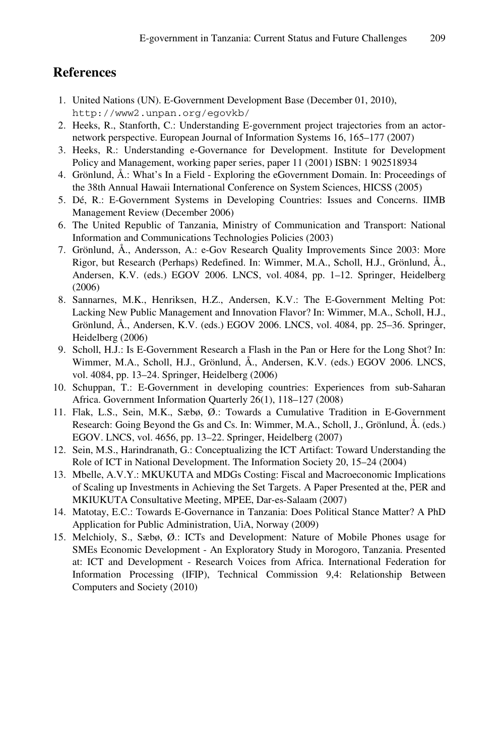## References

1. United Nations (UN). E-Government Development Base (December 01, 2010), http://www2.unpan.org/egovkb/
2. Heeks, R., Stanforth, C.: Understanding E-government project trajectories from an actor-network perspective. European Journal of Information Systems 16, 165–177 (2007)
3. Heeks, R.: Understanding e-Governance for Development. Institute for Development Policy and Management, working paper series, paper 11 (2001) ISBN: 1 902518934
4. Grönlund, Å.: What's In a Field - Exploring the eGovernment Domain. In: Proceedings of the 38th Annual Hawaii International Conference on System Sciences, HICSS (2005)
5. Dé, R.: E-Government Systems in Developing Countries: Issues and Concerns. IIMB Management Review (December 2006)
6. The United Republic of Tanzania, Ministry of Communication and Transport: National Information and Communications Technologies Policies (2003)
7. Grönlund, Å., Andersson, A.: e-Gov Research Quality Improvements Since 2003: More Rigor, but Research (Perhaps) Redefined. In: Wimmer, M.A., Scholl, H.J., Grönlund, Å., Andersen, K.V. (eds.) EGOV 2006. LNCS, vol. 4084, pp. 1–12. Springer, Heidelberg (2006)
8. Sannarnes, M.K., Henriksen, H.Z., Andersen, K.V.: The E-Government Melting Pot: Lacking New Public Management and Innovation Flavor? In: Wimmer, M.A., Scholl, H.J., Grönlund, Å., Andersen, K.V. (eds.) EGOV 2006. LNCS, vol. 4084, pp. 25–36. Springer, Heidelberg (2006)
9. Scholl, H.J.: Is E-Government Research a Flash in the Pan or Here for the Long Shot? In: Wimmer, M.A., Scholl, H.J., Grönlund, Å., Andersen, K.V. (eds.) EGOV 2006. LNCS, vol. 4084, pp. 13–24. Springer, Heidelberg (2006)
10. Schuppan, T.: E-Government in developing countries: Experiences from sub-Saharan Africa. Government Information Quarterly 26(1), 118–127 (2008)
11. Flak, L.S., Sein, M.K., Sæbø, Ø.: Towards a Cumulative Tradition in E-Government Research: Going Beyond the Gs and Cs. In: Wimmer, M.A., Scholl, J., Grönlund, Å. (eds.) EGOV. LNCS, vol. 4656, pp. 13–22. Springer, Heidelberg (2007)
12. Sein, M.S., Harindranath, G.: Conceptualizing the ICT Artifact: Toward Understanding the Role of ICT in National Development. The Information Society 20, 15–24 (2004)
13. Mbelle, A.V.Y.: MKUKUTA and MDGs Costing: Fiscal and Macroeconomic Implications of Scaling up Investments in Achieving the Set Targets. A Paper Presented at the, PER and MKIUKUTA Consultative Meeting, MPEE, Dar-es-Salaam (2007)
14. Matotay, E.C.: Towards E-Governance in Tanzania: Does Political Stance Matter? A PhD Application for Public Administration, UiA, Norway (2009)
15. Melchioly, S., Sæbø, Ø.: ICTs and Development: Nature of Mobile Phones usage for SMEs Economic Development - An Exploratory Study in Morogoro, Tanzania. Presented at: ICT and Development - Research Voices from Africa. International Federation for Information Processing (IFIP), Technical Commission 9,4: Relationship Between Computers and Society (2010)